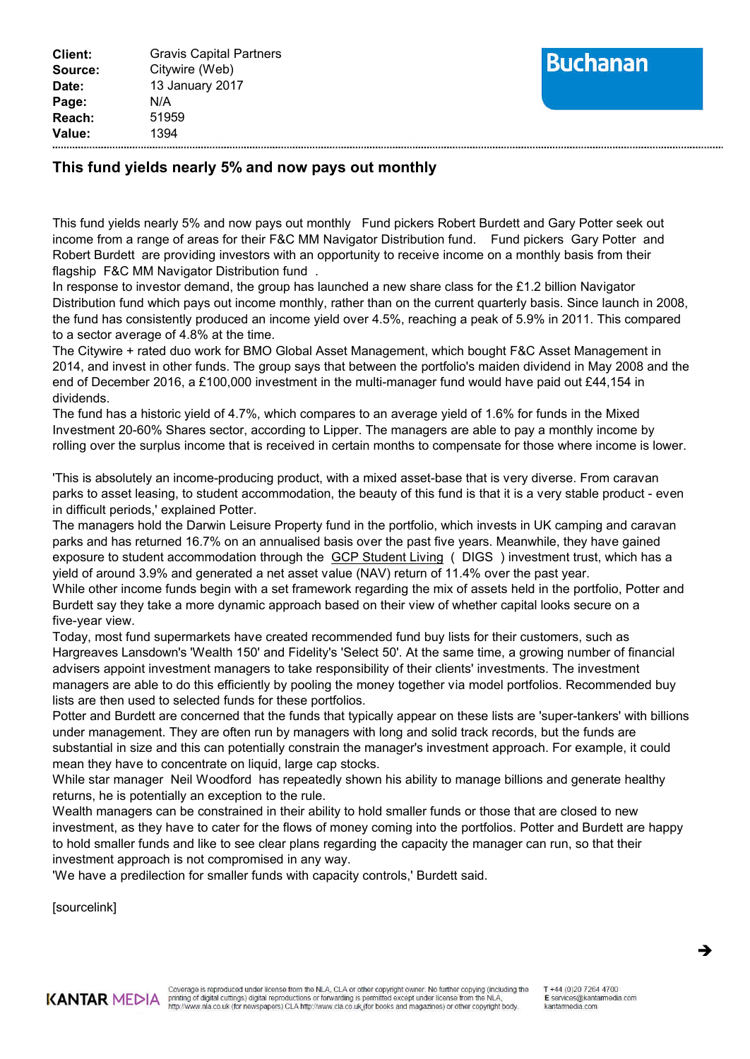| | |
|---|---|
| **Client:** | Gravis Capital Partners |
| **Source:** | Citywire (Web) |
| **Date:** | 13 January 2017 |
| **Page:** | N/A |
| **Reach:** | 51959 |
| **Value:** | 1394 |

Buchanan

## This fund yields nearly 5% and now pays out monthly

This fund yields nearly 5% and now pays out monthly Fund pickers Robert Burdett and Gary Potter seek out income from a range of areas for their F&C MM Navigator Distribution fund. Fund pickers Gary Potter and Robert Burdett are providing investors with an opportunity to receive income on a monthly basis from their flagship F&C MM Navigator Distribution fund .

In response to investor demand, the group has launched a new share class for the £1.2 billion Navigator Distribution fund which pays out income monthly, rather than on the current quarterly basis. Since launch in 2008, the fund has consistently produced an income yield over 4.5%, reaching a peak of 5.9% in 2011. This compared to a sector average of 4.8% at the time.

The Citywire + rated duo work for BMO Global Asset Management, which bought F&C Asset Management in 2014, and invest in other funds. The group says that between the portfolio's maiden dividend in May 2008 and the end of December 2016, a £100,000 investment in the multi-manager fund would have paid out £44,154 in dividends.

The fund has a historic yield of 4.7%, which compares to an average yield of 1.6% for funds in the Mixed Investment 20-60% Shares sector, according to Lipper. The managers are able to pay a monthly income by rolling over the surplus income that is received in certain months to compensate for those where income is lower.

'This is absolutely an income-producing product, with a mixed asset-base that is very diverse. From caravan parks to asset leasing, to student accommodation, the beauty of this fund is that it is a very stable product - even in difficult periods,' explained Potter.

The managers hold the Darwin Leisure Property fund in the portfolio, which invests in UK camping and caravan parks and has returned 16.7% on an annualised basis over the past five years. Meanwhile, they have gained exposure to student accommodation through the GCP Student Living ( DIGS ) investment trust, which has a yield of around 3.9% and generated a net asset value (NAV) return of 11.4% over the past year.

While other income funds begin with a set framework regarding the mix of assets held in the portfolio, Potter and Burdett say they take a more dynamic approach based on their view of whether capital looks secure on a five-year view.

Today, most fund supermarkets have created recommended fund buy lists for their customers, such as Hargreaves Lansdown's 'Wealth 150' and Fidelity's 'Select 50'. At the same time, a growing number of financial advisers appoint investment managers to take responsibility of their clients' investments. The investment managers are able to do this efficiently by pooling the money together via model portfolios. Recommended buy lists are then used to selected funds for these portfolios.

Potter and Burdett are concerned that the funds that typically appear on these lists are 'super-tankers' with billions under management. They are often run by managers with long and solid track records, but the funds are substantial in size and this can potentially constrain the manager's investment approach. For example, it could mean they have to concentrate on liquid, large cap stocks.

While star manager Neil Woodford has repeatedly shown his ability to manage billions and generate healthy returns, he is potentially an exception to the rule.

Wealth managers can be constrained in their ability to hold smaller funds or those that are closed to new investment, as they have to cater for the flows of money coming into the portfolios. Potter and Burdett are happy to hold smaller funds and like to see clear plans regarding the capacity the manager can run, so that their investment approach is not compromised in any way.

'We have a predilection for smaller funds with capacity controls,' Burdett said.

[sourcelink]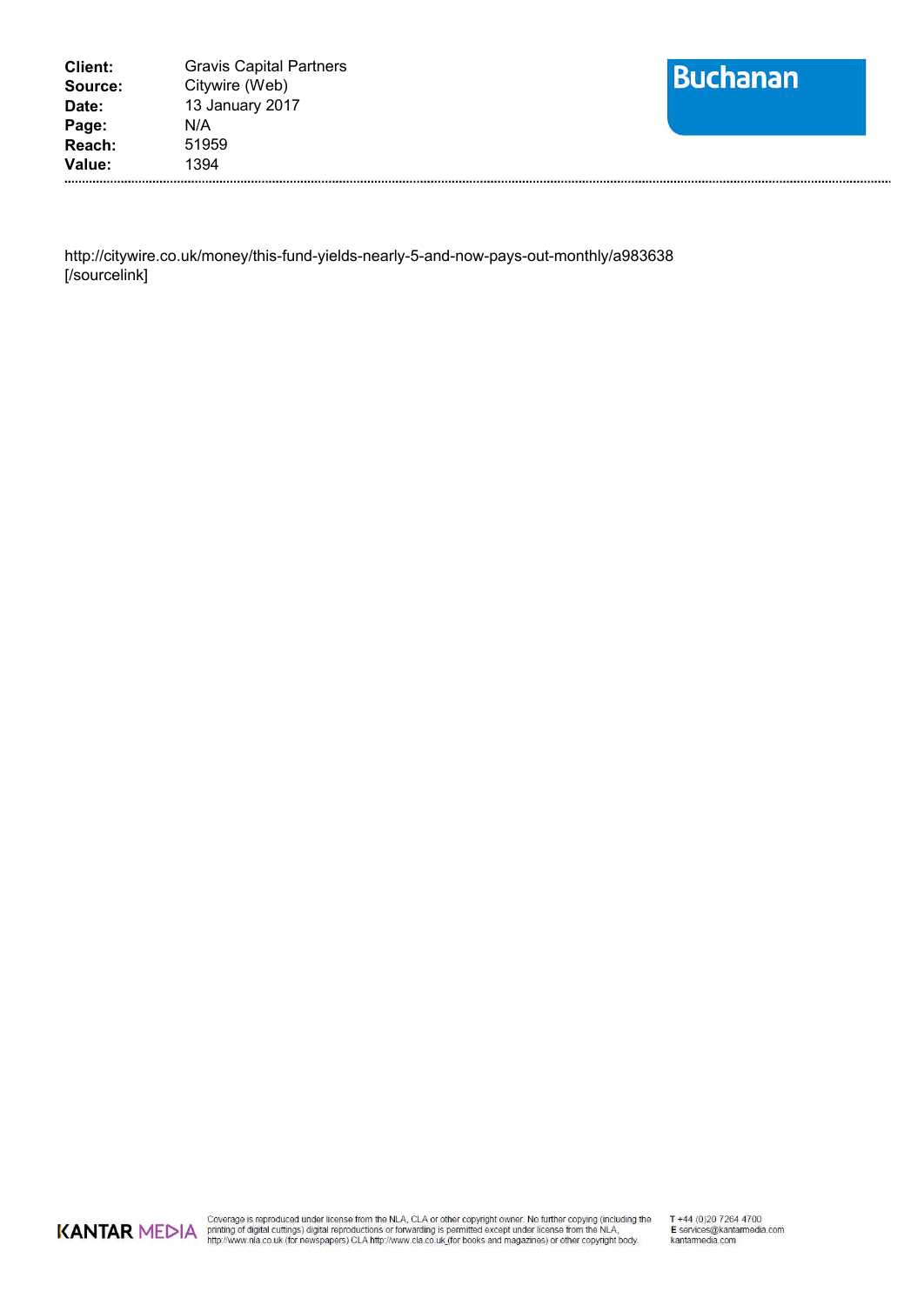| | |
|---|---|
| **Client:** | Gravis Capital Partners |
| **Source:** | Citywire (Web) |
| **Date:** | 13 January 2017 |
| **Page:** | N/A |
| **Reach:** | 51959 |
| **Value:** | 1394 |

http://citywire.co.uk/money/this-fund-yields-nearly-5-and-now-pays-out-monthly/a983638
[/sourcelink]